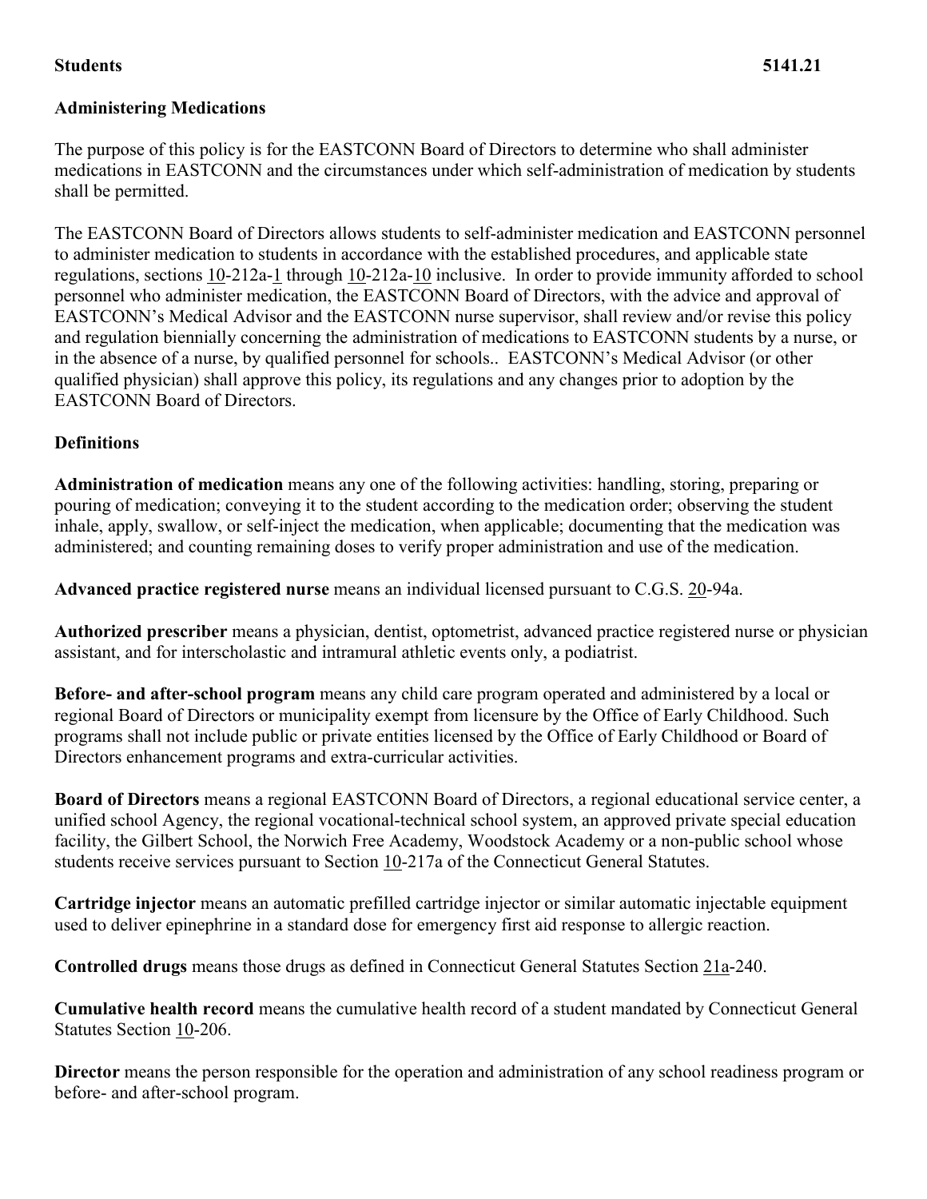**Students** **5141.21**

**Administering Medications**

The purpose of this policy is for the EASTCONN Board of Directors to determine who shall administer medications in EASTCONN and the circumstances under which self-administration of medication by students shall be permitted.

The EASTCONN Board of Directors allows students to self-administer medication and EASTCONN personnel to administer medication to students in accordance with the established procedures, and applicable state regulations, sections 10-212a-1 through 10-212a-10 inclusive. In order to provide immunity afforded to school personnel who administer medication, the EASTCONN Board of Directors, with the advice and approval of EASTCONN's Medical Advisor and the EASTCONN nurse supervisor, shall review and/or revise this policy and regulation biennially concerning the administration of medications to EASTCONN students by a nurse, or in the absence of a nurse, by qualified personnel for schools.. EASTCONN's Medical Advisor (or other qualified physician) shall approve this policy, its regulations and any changes prior to adoption by the EASTCONN Board of Directors.

**Definitions**

**Administration of medication** means any one of the following activities: handling, storing, preparing or pouring of medication; conveying it to the student according to the medication order; observing the student inhale, apply, swallow, or self-inject the medication, when applicable; documenting that the medication was administered; and counting remaining doses to verify proper administration and use of the medication.

**Advanced practice registered nurse** means an individual licensed pursuant to C.G.S. 20-94a.

**Authorized prescriber** means a physician, dentist, optometrist, advanced practice registered nurse or physician assistant, and for interscholastic and intramural athletic events only, a podiatrist.

**Before- and after-school program** means any child care program operated and administered by a local or regional Board of Directors or municipality exempt from licensure by the Office of Early Childhood. Such programs shall not include public or private entities licensed by the Office of Early Childhood or Board of Directors enhancement programs and extra-curricular activities.

**Board of Directors** means a regional EASTCONN Board of Directors, a regional educational service center, a unified school Agency, the regional vocational-technical school system, an approved private special education facility, the Gilbert School, the Norwich Free Academy, Woodstock Academy or a non-public school whose students receive services pursuant to Section 10-217a of the Connecticut General Statutes.

**Cartridge injector** means an automatic prefilled cartridge injector or similar automatic injectable equipment used to deliver epinephrine in a standard dose for emergency first aid response to allergic reaction.

**Controlled drugs** means those drugs as defined in Connecticut General Statutes Section 21a-240.

**Cumulative health record** means the cumulative health record of a student mandated by Connecticut General Statutes Section 10-206.

**Director** means the person responsible for the operation and administration of any school readiness program or before- and after-school program.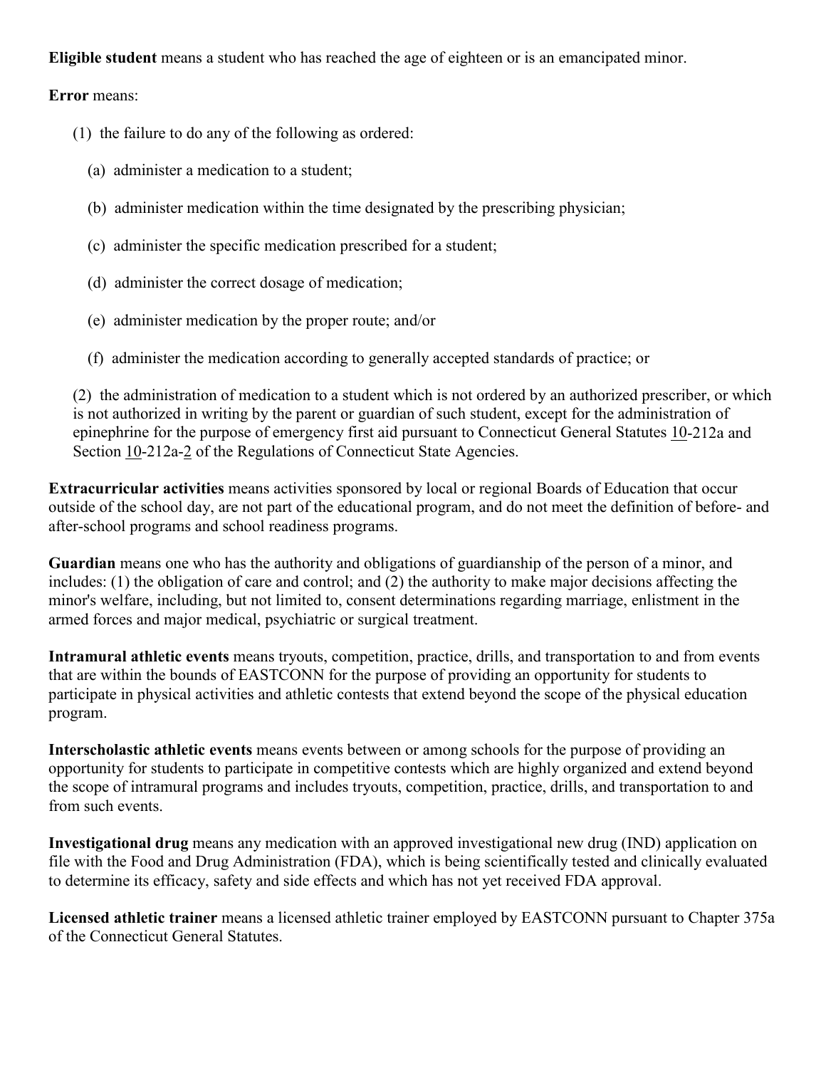**Eligible student** means a student who has reached the age of eighteen or is an emancipated minor.

**Error** means:

(1) the failure to do any of the following as ordered:

(a) administer a medication to a student;

(b) administer medication within the time designated by the prescribing physician;

(c) administer the specific medication prescribed for a student;

(d) administer the correct dosage of medication;

(e) administer medication by the proper route; and/or

(f) administer the medication according to generally accepted standards of practice; or

(2) the administration of medication to a student which is not ordered by an authorized prescriber, or which is not authorized in writing by the parent or guardian of such student, except for the administration of epinephrine for the purpose of emergency first aid pursuant to Connecticut General Statutes 10-212a and Section 10-212a-2 of the Regulations of Connecticut State Agencies.

**Extracurricular activities** means activities sponsored by local or regional Boards of Education that occur outside of the school day, are not part of the educational program, and do not meet the definition of before- and after-school programs and school readiness programs.

**Guardian** means one who has the authority and obligations of guardianship of the person of a minor, and includes: (1) the obligation of care and control; and (2) the authority to make major decisions affecting the minor's welfare, including, but not limited to, consent determinations regarding marriage, enlistment in the armed forces and major medical, psychiatric or surgical treatment.

**Intramural athletic events** means tryouts, competition, practice, drills, and transportation to and from events that are within the bounds of EASTCONN for the purpose of providing an opportunity for students to participate in physical activities and athletic contests that extend beyond the scope of the physical education program.

**Interscholastic athletic events** means events between or among schools for the purpose of providing an opportunity for students to participate in competitive contests which are highly organized and extend beyond the scope of intramural programs and includes tryouts, competition, practice, drills, and transportation to and from such events.

**Investigational drug** means any medication with an approved investigational new drug (IND) application on file with the Food and Drug Administration (FDA), which is being scientifically tested and clinically evaluated to determine its efficacy, safety and side effects and which has not yet received FDA approval.

**Licensed athletic trainer** means a licensed athletic trainer employed by EASTCONN pursuant to Chapter 375a of the Connecticut General Statutes.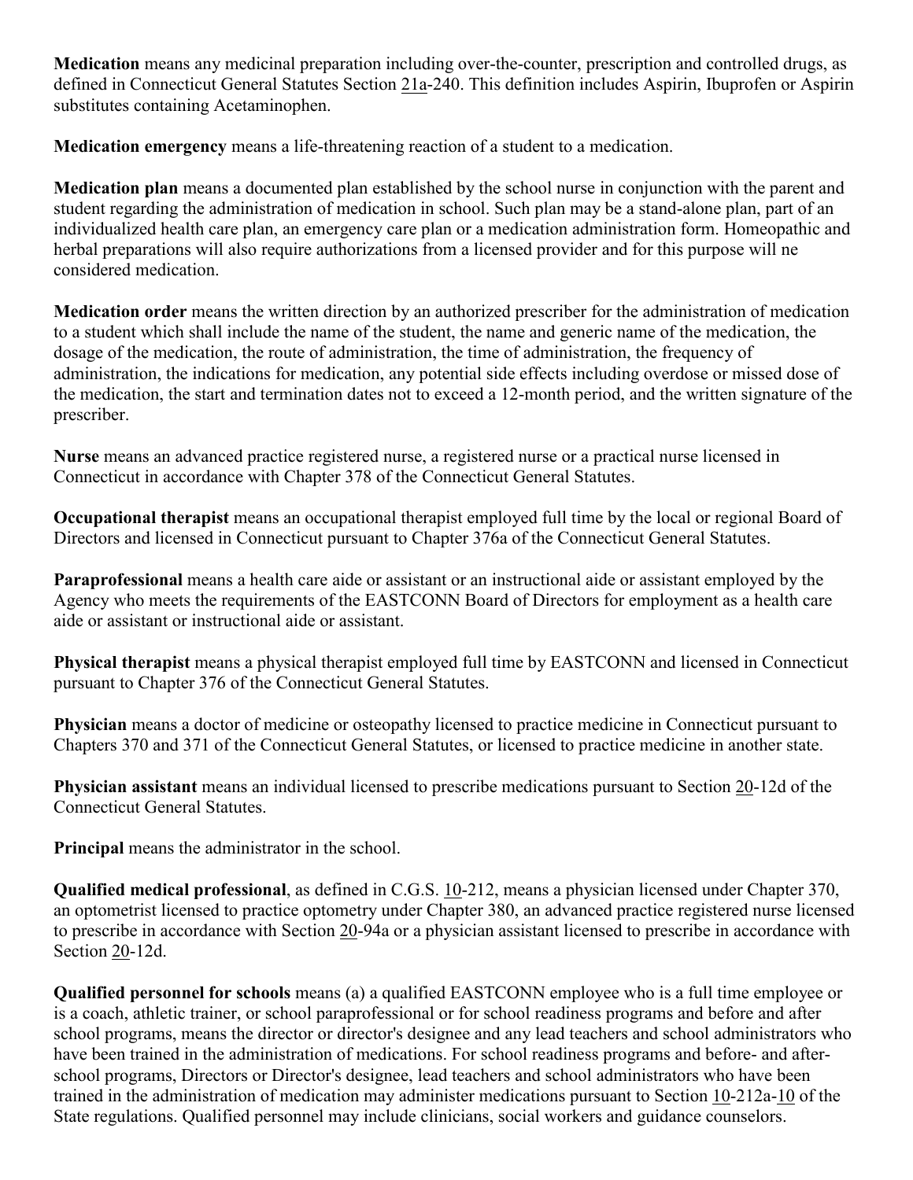**Medication** means any medicinal preparation including over-the-counter, prescription and controlled drugs, as defined in Connecticut General Statutes Section 21a-240. This definition includes Aspirin, Ibuprofen or Aspirin substitutes containing Acetaminophen.

**Medication emergency** means a life-threatening reaction of a student to a medication.

**Medication plan** means a documented plan established by the school nurse in conjunction with the parent and student regarding the administration of medication in school. Such plan may be a stand-alone plan, part of an individualized health care plan, an emergency care plan or a medication administration form. Homeopathic and herbal preparations will also require authorizations from a licensed provider and for this purpose will ne considered medication.

**Medication order** means the written direction by an authorized prescriber for the administration of medication to a student which shall include the name of the student, the name and generic name of the medication, the dosage of the medication, the route of administration, the time of administration, the frequency of administration, the indications for medication, any potential side effects including overdose or missed dose of the medication, the start and termination dates not to exceed a 12-month period, and the written signature of the prescriber.

**Nurse** means an advanced practice registered nurse, a registered nurse or a practical nurse licensed in Connecticut in accordance with Chapter 378 of the Connecticut General Statutes.

**Occupational therapist** means an occupational therapist employed full time by the local or regional Board of Directors and licensed in Connecticut pursuant to Chapter 376a of the Connecticut General Statutes.

**Paraprofessional** means a health care aide or assistant or an instructional aide or assistant employed by the Agency who meets the requirements of the EASTCONN Board of Directors for employment as a health care aide or assistant or instructional aide or assistant.

**Physical therapist** means a physical therapist employed full time by EASTCONN and licensed in Connecticut pursuant to Chapter 376 of the Connecticut General Statutes.

**Physician** means a doctor of medicine or osteopathy licensed to practice medicine in Connecticut pursuant to Chapters 370 and 371 of the Connecticut General Statutes, or licensed to practice medicine in another state.

**Physician assistant** means an individual licensed to prescribe medications pursuant to Section 20-12d of the Connecticut General Statutes.

**Principal** means the administrator in the school.

**Qualified medical professional**, as defined in C.G.S. 10-212, means a physician licensed under Chapter 370, an optometrist licensed to practice optometry under Chapter 380, an advanced practice registered nurse licensed to prescribe in accordance with Section 20-94a or a physician assistant licensed to prescribe in accordance with Section 20-12d.

**Qualified personnel for schools** means (a) a qualified EASTCONN employee who is a full time employee or is a coach, athletic trainer, or school paraprofessional or for school readiness programs and before and after school programs, means the director or director's designee and any lead teachers and school administrators who have been trained in the administration of medications. For school readiness programs and before- and after-school programs, Directors or Director's designee, lead teachers and school administrators who have been trained in the administration of medication may administer medications pursuant to Section 10-212a-10 of the State regulations. Qualified personnel may include clinicians, social workers and guidance counselors.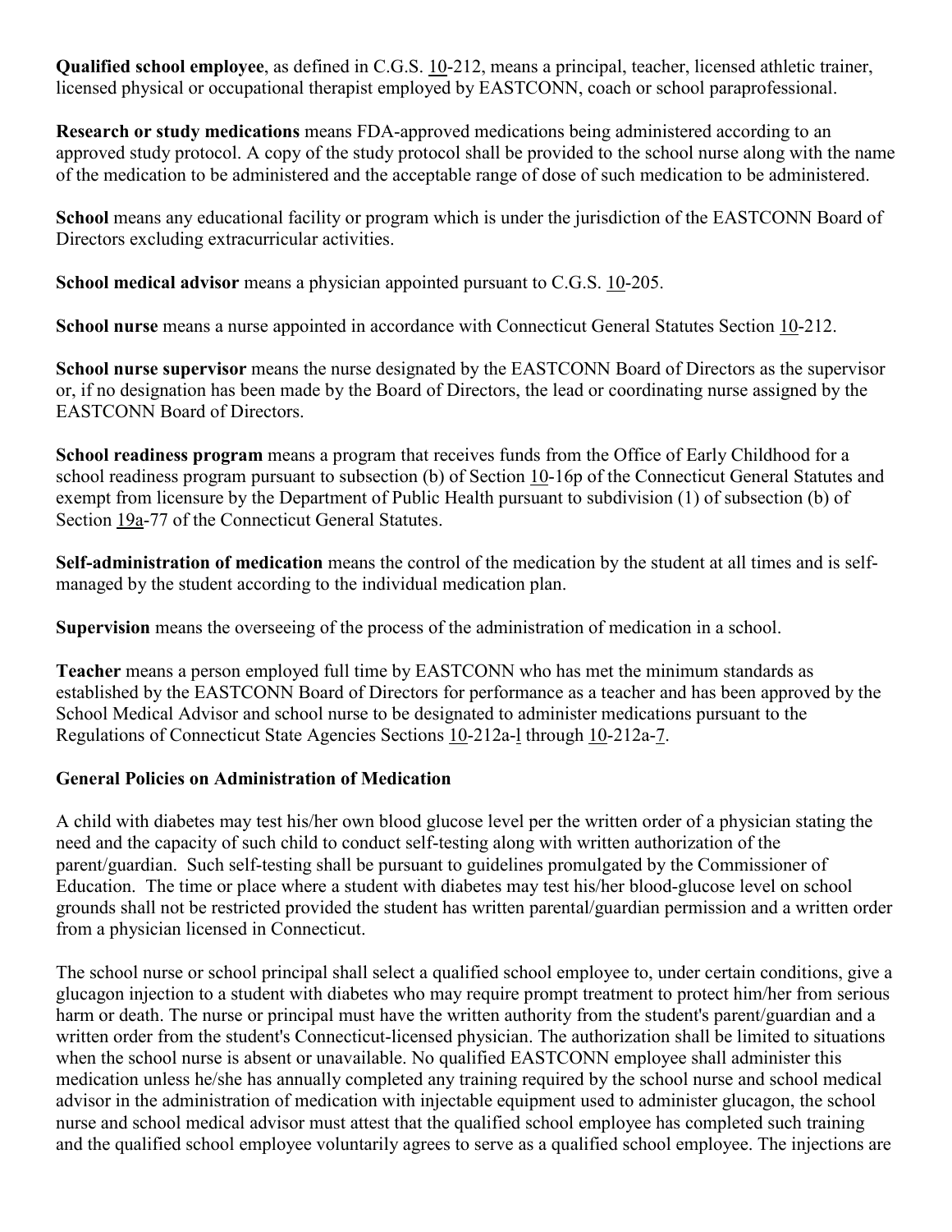**Qualified school employee**, as defined in C.G.S. 10-212, means a principal, teacher, licensed athletic trainer, licensed physical or occupational therapist employed by EASTCONN, coach or school paraprofessional.

**Research or study medications** means FDA-approved medications being administered according to an approved study protocol. A copy of the study protocol shall be provided to the school nurse along with the name of the medication to be administered and the acceptable range of dose of such medication to be administered.

**School** means any educational facility or program which is under the jurisdiction of the EASTCONN Board of Directors excluding extracurricular activities.

**School medical advisor** means a physician appointed pursuant to C.G.S. 10-205.

**School nurse** means a nurse appointed in accordance with Connecticut General Statutes Section 10-212.

**School nurse supervisor** means the nurse designated by the EASTCONN Board of Directors as the supervisor or, if no designation has been made by the Board of Directors, the lead or coordinating nurse assigned by the EASTCONN Board of Directors.

**School readiness program** means a program that receives funds from the Office of Early Childhood for a school readiness program pursuant to subsection (b) of Section 10-16p of the Connecticut General Statutes and exempt from licensure by the Department of Public Health pursuant to subdivision (1) of subsection (b) of Section 19a-77 of the Connecticut General Statutes.

**Self-administration of medication** means the control of the medication by the student at all times and is self-managed by the student according to the individual medication plan.

**Supervision** means the overseeing of the process of the administration of medication in a school.

**Teacher** means a person employed full time by EASTCONN who has met the minimum standards as established by the EASTCONN Board of Directors for performance as a teacher and has been approved by the School Medical Advisor and school nurse to be designated to administer medications pursuant to the Regulations of Connecticut State Agencies Sections 10-212a-l through 10-212a-7.

## General Policies on Administration of Medication

A child with diabetes may test his/her own blood glucose level per the written order of a physician stating the need and the capacity of such child to conduct self-testing along with written authorization of the parent/guardian. Such self-testing shall be pursuant to guidelines promulgated by the Commissioner of Education. The time or place where a student with diabetes may test his/her blood-glucose level on school grounds shall not be restricted provided the student has written parental/guardian permission and a written order from a physician licensed in Connecticut.

The school nurse or school principal shall select a qualified school employee to, under certain conditions, give a glucagon injection to a student with diabetes who may require prompt treatment to protect him/her from serious harm or death. The nurse or principal must have the written authority from the student's parent/guardian and a written order from the student's Connecticut-licensed physician. The authorization shall be limited to situations when the school nurse is absent or unavailable. No qualified EASTCONN employee shall administer this medication unless he/she has annually completed any training required by the school nurse and school medical advisor in the administration of medication with injectable equipment used to administer glucagon, the school nurse and school medical advisor must attest that the qualified school employee has completed such training and the qualified school employee voluntarily agrees to serve as a qualified school employee. The injections are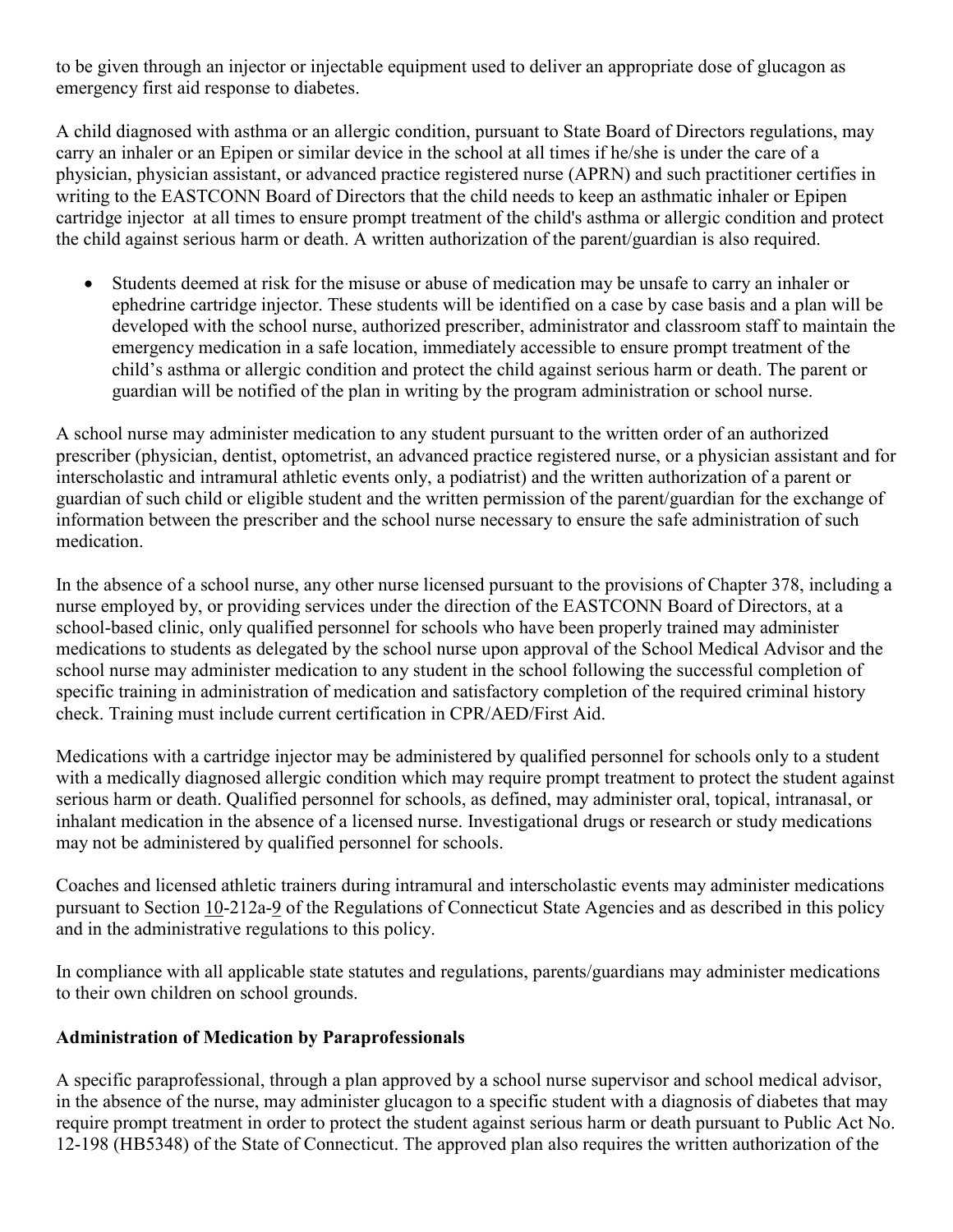to be given through an injector or injectable equipment used to deliver an appropriate dose of glucagon as emergency first aid response to diabetes.

A child diagnosed with asthma or an allergic condition, pursuant to State Board of Directors regulations, may carry an inhaler or an Epipen or similar device in the school at all times if he/she is under the care of a physician, physician assistant, or advanced practice registered nurse (APRN) and such practitioner certifies in writing to the EASTCONN Board of Directors that the child needs to keep an asthmatic inhaler or Epipen cartridge injector at all times to ensure prompt treatment of the child's asthma or allergic condition and protect the child against serious harm or death. A written authorization of the parent/guardian is also required.

- Students deemed at risk for the misuse or abuse of medication may be unsafe to carry an inhaler or ephedrine cartridge injector. These students will be identified on a case by case basis and a plan will be developed with the school nurse, authorized prescriber, administrator and classroom staff to maintain the emergency medication in a safe location, immediately accessible to ensure prompt treatment of the child's asthma or allergic condition and protect the child against serious harm or death. The parent or guardian will be notified of the plan in writing by the program administration or school nurse.

A school nurse may administer medication to any student pursuant to the written order of an authorized prescriber (physician, dentist, optometrist, an advanced practice registered nurse, or a physician assistant and for interscholastic and intramural athletic events only, a podiatrist) and the written authorization of a parent or guardian of such child or eligible student and the written permission of the parent/guardian for the exchange of information between the prescriber and the school nurse necessary to ensure the safe administration of such medication.

In the absence of a school nurse, any other nurse licensed pursuant to the provisions of Chapter 378, including a nurse employed by, or providing services under the direction of the EASTCONN Board of Directors, at a school-based clinic, only qualified personnel for schools who have been properly trained may administer medications to students as delegated by the school nurse upon approval of the School Medical Advisor and the school nurse may administer medication to any student in the school following the successful completion of specific training in administration of medication and satisfactory completion of the required criminal history check. Training must include current certification in CPR/AED/First Aid.

Medications with a cartridge injector may be administered by qualified personnel for schools only to a student with a medically diagnosed allergic condition which may require prompt treatment to protect the student against serious harm or death. Qualified personnel for schools, as defined, may administer oral, topical, intranasal, or inhalant medication in the absence of a licensed nurse. Investigational drugs or research or study medications may not be administered by qualified personnel for schools.

Coaches and licensed athletic trainers during intramural and interscholastic events may administer medications pursuant to Section 10-212a-9 of the Regulations of Connecticut State Agencies and as described in this policy and in the administrative regulations to this policy.

In compliance with all applicable state statutes and regulations, parents/guardians may administer medications to their own children on school grounds.

**Administration of Medication by Paraprofessionals**

A specific paraprofessional, through a plan approved by a school nurse supervisor and school medical advisor, in the absence of the nurse, may administer glucagon to a specific student with a diagnosis of diabetes that may require prompt treatment in order to protect the student against serious harm or death pursuant to Public Act No. 12-198 (HB5348) of the State of Connecticut. The approved plan also requires the written authorization of the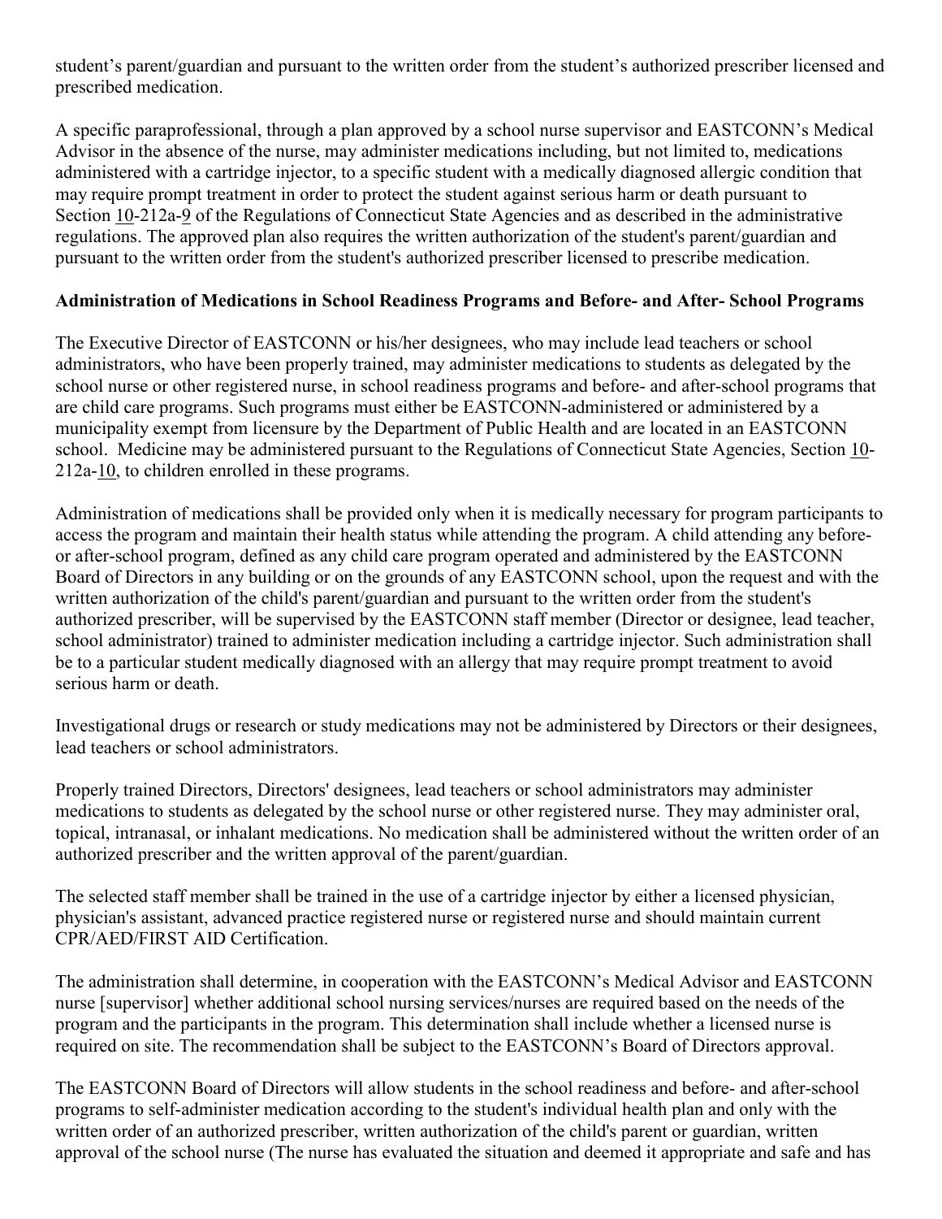student's parent/guardian and pursuant to the written order from the student's authorized prescriber licensed and prescribed medication.

A specific paraprofessional, through a plan approved by a school nurse supervisor and EASTCONN's Medical Advisor in the absence of the nurse, may administer medications including, but not limited to, medications administered with a cartridge injector, to a specific student with a medically diagnosed allergic condition that may require prompt treatment in order to protect the student against serious harm or death pursuant to Section 10-212a-9 of the Regulations of Connecticut State Agencies and as described in the administrative regulations. The approved plan also requires the written authorization of the student's parent/guardian and pursuant to the written order from the student's authorized prescriber licensed to prescribe medication.

**Administration of Medications in School Readiness Programs and Before- and After- School Programs**

The Executive Director of EASTCONN or his/her designees, who may include lead teachers or school administrators, who have been properly trained, may administer medications to students as delegated by the school nurse or other registered nurse, in school readiness programs and before- and after-school programs that are child care programs. Such programs must either be EASTCONN-administered or administered by a municipality exempt from licensure by the Department of Public Health and are located in an EASTCONN school. Medicine may be administered pursuant to the Regulations of Connecticut State Agencies, Section 10-212a-10, to children enrolled in these programs.

Administration of medications shall be provided only when it is medically necessary for program participants to access the program and maintain their health status while attending the program. A child attending any before- or after-school program, defined as any child care program operated and administered by the EASTCONN Board of Directors in any building or on the grounds of any EASTCONN school, upon the request and with the written authorization of the child's parent/guardian and pursuant to the written order from the student's authorized prescriber, will be supervised by the EASTCONN staff member (Director or designee, lead teacher, school administrator) trained to administer medication including a cartridge injector. Such administration shall be to a particular student medically diagnosed with an allergy that may require prompt treatment to avoid serious harm or death.

Investigational drugs or research or study medications may not be administered by Directors or their designees, lead teachers or school administrators.

Properly trained Directors, Directors' designees, lead teachers or school administrators may administer medications to students as delegated by the school nurse or other registered nurse. They may administer oral, topical, intranasal, or inhalant medications. No medication shall be administered without the written order of an authorized prescriber and the written approval of the parent/guardian.

The selected staff member shall be trained in the use of a cartridge injector by either a licensed physician, physician's assistant, advanced practice registered nurse or registered nurse and should maintain current CPR/AED/FIRST AID Certification.

The administration shall determine, in cooperation with the EASTCONN's Medical Advisor and EASTCONN nurse [supervisor] whether additional school nursing services/nurses are required based on the needs of the program and the participants in the program. This determination shall include whether a licensed nurse is required on site. The recommendation shall be subject to the EASTCONN's Board of Directors approval.

The EASTCONN Board of Directors will allow students in the school readiness and before- and after-school programs to self-administer medication according to the student's individual health plan and only with the written order of an authorized prescriber, written authorization of the child's parent or guardian, written approval of the school nurse (The nurse has evaluated the situation and deemed it appropriate and safe and has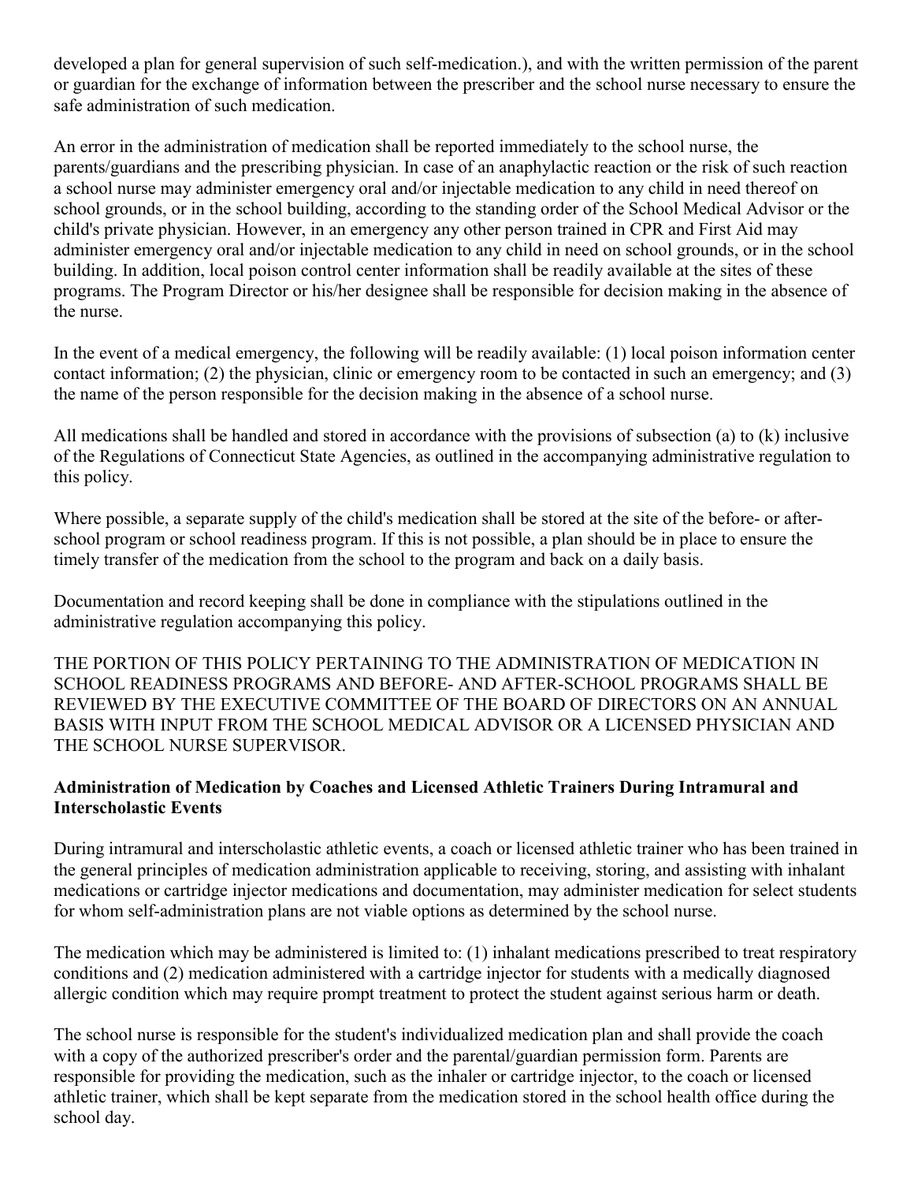developed a plan for general supervision of such self-medication.), and with the written permission of the parent or guardian for the exchange of information between the prescriber and the school nurse necessary to ensure the safe administration of such medication.

An error in the administration of medication shall be reported immediately to the school nurse, the parents/guardians and the prescribing physician. In case of an anaphylactic reaction or the risk of such reaction a school nurse may administer emergency oral and/or injectable medication to any child in need thereof on school grounds, or in the school building, according to the standing order of the School Medical Advisor or the child's private physician. However, in an emergency any other person trained in CPR and First Aid may administer emergency oral and/or injectable medication to any child in need on school grounds, or in the school building. In addition, local poison control center information shall be readily available at the sites of these programs. The Program Director or his/her designee shall be responsible for decision making in the absence of the nurse.

In the event of a medical emergency, the following will be readily available: (1) local poison information center contact information; (2) the physician, clinic or emergency room to be contacted in such an emergency; and (3) the name of the person responsible for the decision making in the absence of a school nurse.

All medications shall be handled and stored in accordance with the provisions of subsection (a) to (k) inclusive of the Regulations of Connecticut State Agencies, as outlined in the accompanying administrative regulation to this policy.

Where possible, a separate supply of the child's medication shall be stored at the site of the before- or after-school program or school readiness program. If this is not possible, a plan should be in place to ensure the timely transfer of the medication from the school to the program and back on a daily basis.

Documentation and record keeping shall be done in compliance with the stipulations outlined in the administrative regulation accompanying this policy.

THE PORTION OF THIS POLICY PERTAINING TO THE ADMINISTRATION OF MEDICATION IN SCHOOL READINESS PROGRAMS AND BEFORE- AND AFTER-SCHOOL PROGRAMS SHALL BE REVIEWED BY THE EXECUTIVE COMMITTEE OF THE BOARD OF DIRECTORS ON AN ANNUAL BASIS WITH INPUT FROM THE SCHOOL MEDICAL ADVISOR OR A LICENSED PHYSICIAN AND THE SCHOOL NURSE SUPERVISOR.

**Administration of Medication by Coaches and Licensed Athletic Trainers During Intramural and Interscholastic Events**

During intramural and interscholastic athletic events, a coach or licensed athletic trainer who has been trained in the general principles of medication administration applicable to receiving, storing, and assisting with inhalant medications or cartridge injector medications and documentation, may administer medication for select students for whom self-administration plans are not viable options as determined by the school nurse.

The medication which may be administered is limited to: (1) inhalant medications prescribed to treat respiratory conditions and (2) medication administered with a cartridge injector for students with a medically diagnosed allergic condition which may require prompt treatment to protect the student against serious harm or death.

The school nurse is responsible for the student's individualized medication plan and shall provide the coach with a copy of the authorized prescriber's order and the parental/guardian permission form. Parents are responsible for providing the medication, such as the inhaler or cartridge injector, to the coach or licensed athletic trainer, which shall be kept separate from the medication stored in the school health office during the school day.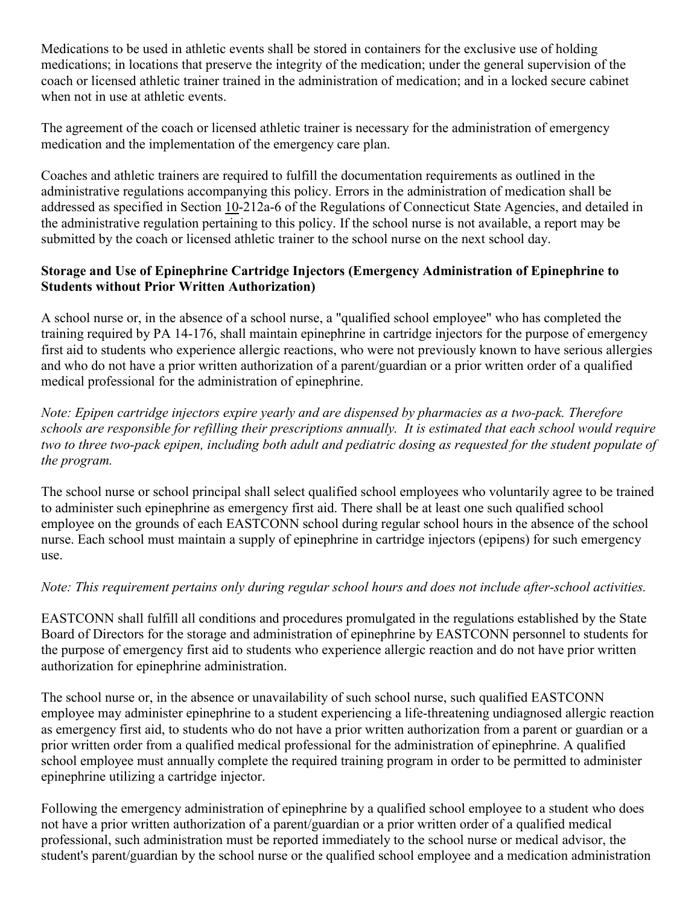Medications to be used in athletic events shall be stored in containers for the exclusive use of holding medications; in locations that preserve the integrity of the medication; under the general supervision of the coach or licensed athletic trainer trained in the administration of medication; and in a locked secure cabinet when not in use at athletic events.

The agreement of the coach or licensed athletic trainer is necessary for the administration of emergency medication and the implementation of the emergency care plan.

Coaches and athletic trainers are required to fulfill the documentation requirements as outlined in the administrative regulations accompanying this policy. Errors in the administration of medication shall be addressed as specified in Section 10-212a-6 of the Regulations of Connecticut State Agencies, and detailed in the administrative regulation pertaining to this policy. If the school nurse is not available, a report may be submitted by the coach or licensed athletic trainer to the school nurse on the next school day.

**Storage and Use of Epinephrine Cartridge Injectors (Emergency Administration of Epinephrine to Students without Prior Written Authorization)**

A school nurse or, in the absence of a school nurse, a "qualified school employee" who has completed the training required by PA 14-176, shall maintain epinephrine in cartridge injectors for the purpose of emergency first aid to students who experience allergic reactions, who were not previously known to have serious allergies and who do not have a prior written authorization of a parent/guardian or a prior written order of a qualified medical professional for the administration of epinephrine.

*Note: Epipen cartridge injectors expire yearly and are dispensed by pharmacies as a two-pack. Therefore schools are responsible for refilling their prescriptions annually. It is estimated that each school would require two to three two-pack epipen, including both adult and pediatric dosing as requested for the student populate of the program.*

The school nurse or school principal shall select qualified school employees who voluntarily agree to be trained to administer such epinephrine as emergency first aid. There shall be at least one such qualified school employee on the grounds of each EASTCONN school during regular school hours in the absence of the school nurse. Each school must maintain a supply of epinephrine in cartridge injectors (epipens) for such emergency use.

*Note: This requirement pertains only during regular school hours and does not include after-school activities.*

EASTCONN shall fulfill all conditions and procedures promulgated in the regulations established by the State Board of Directors for the storage and administration of epinephrine by EASTCONN personnel to students for the purpose of emergency first aid to students who experience allergic reaction and do not have prior written authorization for epinephrine administration.

The school nurse or, in the absence or unavailability of such school nurse, such qualified EASTCONN employee may administer epinephrine to a student experiencing a life-threatening undiagnosed allergic reaction as emergency first aid, to students who do not have a prior written authorization from a parent or guardian or a prior written order from a qualified medical professional for the administration of epinephrine. A qualified school employee must annually complete the required training program in order to be permitted to administer epinephrine utilizing a cartridge injector.

Following the emergency administration of epinephrine by a qualified school employee to a student who does not have a prior written authorization of a parent/guardian or a prior written order of a qualified medical professional, such administration must be reported immediately to the school nurse or medical advisor, the student's parent/guardian by the school nurse or the qualified school employee and a medication administration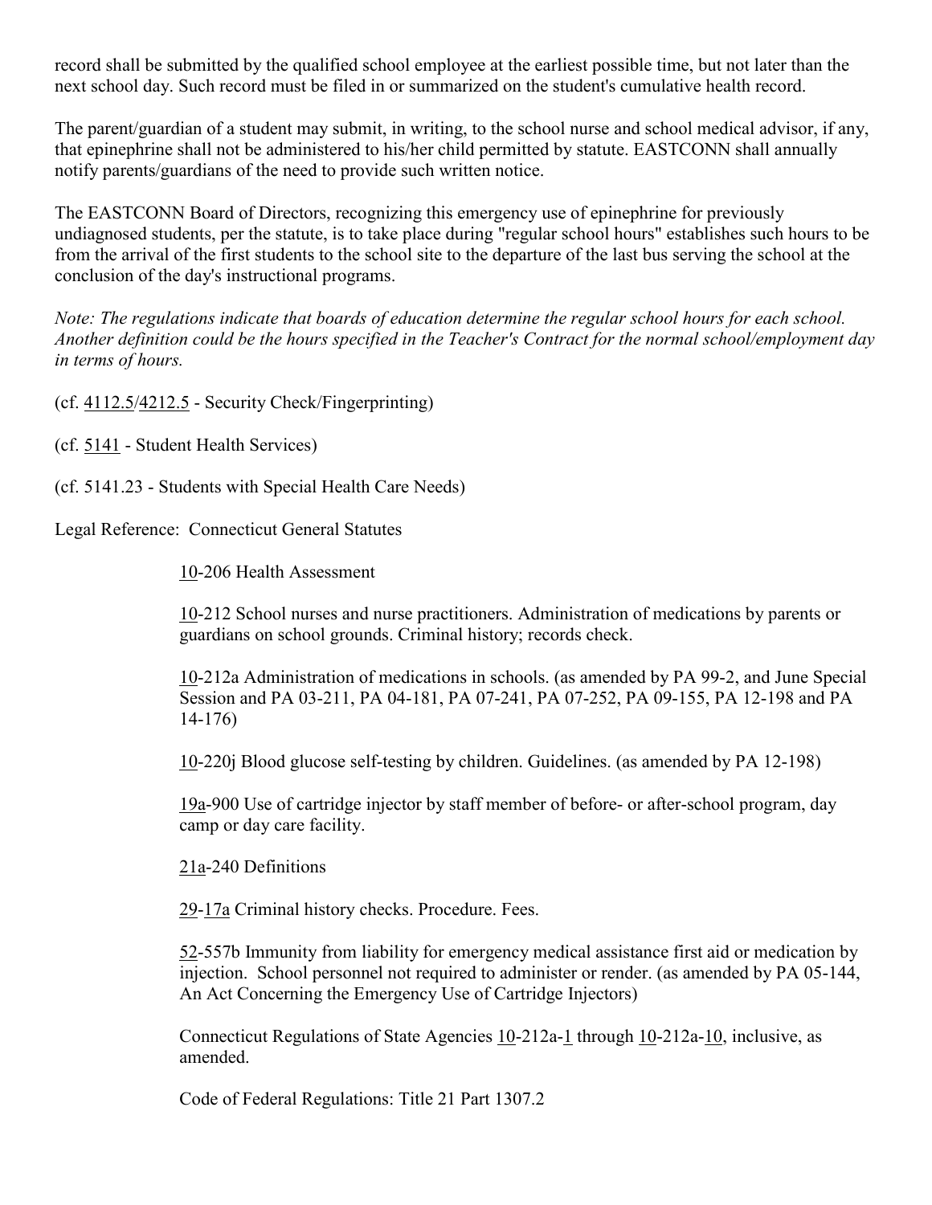record shall be submitted by the qualified school employee at the earliest possible time, but not later than the next school day. Such record must be filed in or summarized on the student's cumulative health record.

The parent/guardian of a student may submit, in writing, to the school nurse and school medical advisor, if any, that epinephrine shall not be administered to his/her child permitted by statute. EASTCONN shall annually notify parents/guardians of the need to provide such written notice.

The EASTCONN Board of Directors, recognizing this emergency use of epinephrine for previously undiagnosed students, per the statute, is to take place during "regular school hours" establishes such hours to be from the arrival of the first students to the school site to the departure of the last bus serving the school at the conclusion of the day's instructional programs.

*Note: The regulations indicate that boards of education determine the regular school hours for each school. Another definition could be the hours specified in the Teacher's Contract for the normal school/employment day in terms of hours.*

(cf. 4112.5/4212.5 - Security Check/Fingerprinting)

(cf. 5141 - Student Health Services)

(cf. 5141.23 - Students with Special Health Care Needs)

Legal Reference: Connecticut General Statutes

10-206 Health Assessment

10-212 School nurses and nurse practitioners. Administration of medications by parents or guardians on school grounds. Criminal history; records check.

10-212a Administration of medications in schools. (as amended by PA 99-2, and June Special Session and PA 03-211, PA 04-181, PA 07-241, PA 07-252, PA 09-155, PA 12-198 and PA 14-176)

10-220j Blood glucose self-testing by children. Guidelines. (as amended by PA 12-198)

19a-900 Use of cartridge injector by staff member of before- or after-school program, day camp or day care facility.

21a-240 Definitions

29-17a Criminal history checks. Procedure. Fees.

52-557b Immunity from liability for emergency medical assistance first aid or medication by injection. School personnel not required to administer or render. (as amended by PA 05-144, An Act Concerning the Emergency Use of Cartridge Injectors)

Connecticut Regulations of State Agencies 10-212a-1 through 10-212a-10, inclusive, as amended.

Code of Federal Regulations: Title 21 Part 1307.2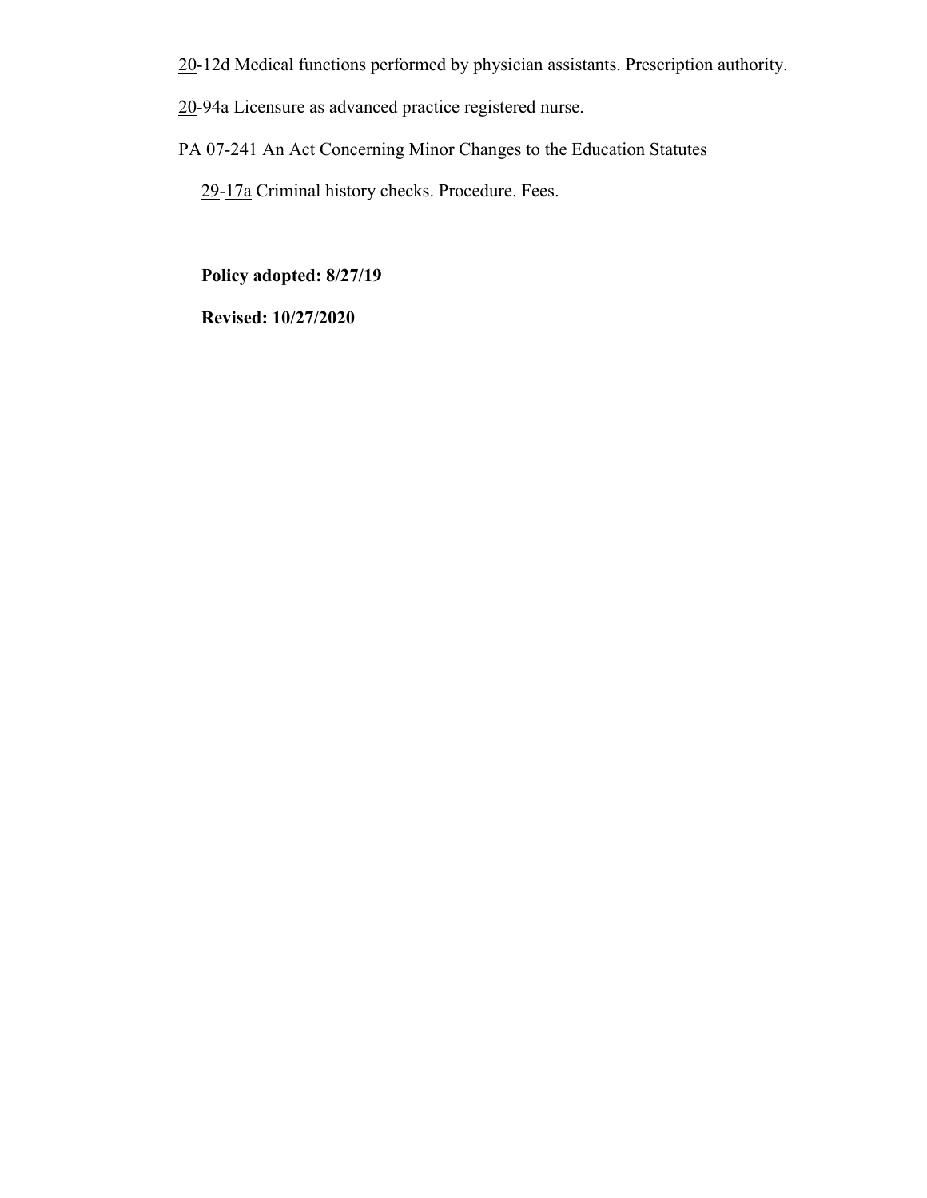20-12d Medical functions performed by physician assistants. Prescription authority.

20-94a Licensure as advanced practice registered nurse.

PA 07-241 An Act Concerning Minor Changes to the Education Statutes

29-17a Criminal history checks. Procedure. Fees.

**Policy adopted: 8/27/19**

**Revised: 10/27/2020**